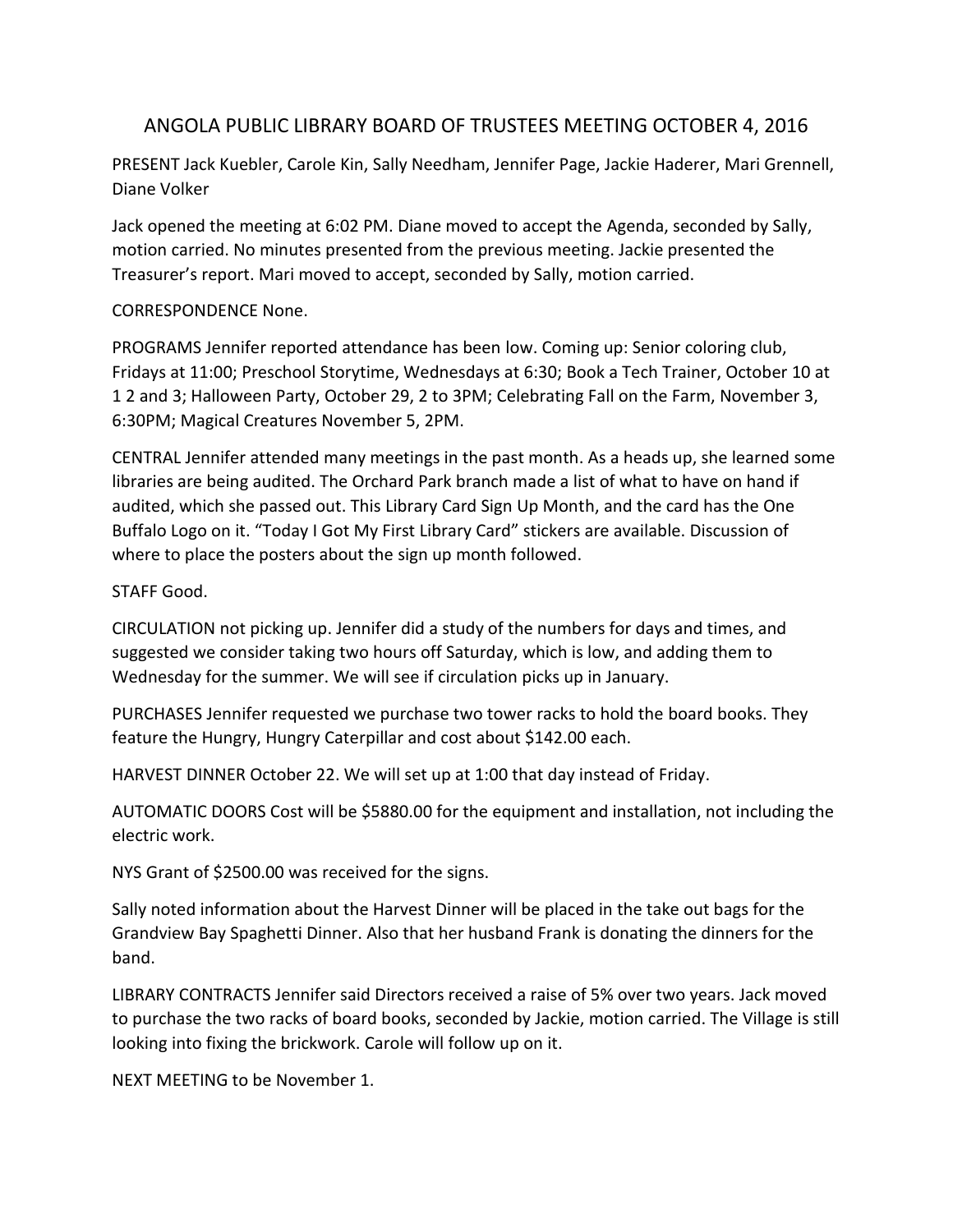# ANGOLA PUBLIC LIBRARY BOARD OF TRUSTEES MEETING OCTOBER 4, 2016

PRESENT Jack Kuebler, Carole Kin, Sally Needham, Jennifer Page, Jackie Haderer, Mari Grennell, Diane Volker

Jack opened the meeting at 6:02 PM. Diane moved to accept the Agenda, seconded by Sally, motion carried. No minutes presented from the previous meeting. Jackie presented the Treasurer's report. Mari moved to accept, seconded by Sally, motion carried.

CORRESPONDENCE None.

PROGRAMS Jennifer reported attendance has been low. Coming up: Senior coloring club, Fridays at 11:00; Preschool Storytime, Wednesdays at 6:30; Book a Tech Trainer, October 10 at 1 2 and 3; Halloween Party, October 29, 2 to 3PM; Celebrating Fall on the Farm, November 3, 6:30PM; Magical Creatures November 5, 2PM.

CENTRAL Jennifer attended many meetings in the past month. As a heads up, she learned some libraries are being audited. The Orchard Park branch made a list of what to have on hand if audited, which she passed out. This Library Card Sign Up Month, and the card has the One Buffalo Logo on it. "Today I Got My First Library Card" stickers are available. Discussion of where to place the posters about the sign up month followed.

STAFF Good.

CIRCULATION not picking up. Jennifer did a study of the numbers for days and times, and suggested we consider taking two hours off Saturday, which is low, and adding them to Wednesday for the summer. We will see if circulation picks up in January.

PURCHASES Jennifer requested we purchase two tower racks to hold the board books. They feature the Hungry, Hungry Caterpillar and cost about $142.00 each.

HARVEST DINNER October 22. We will set up at 1:00 that day instead of Friday.

AUTOMATIC DOORS Cost will be $5880.00 for the equipment and installation, not including the electric work.

NYS Grant of $2500.00 was received for the signs.

Sally noted information about the Harvest Dinner will be placed in the take out bags for the Grandview Bay Spaghetti Dinner. Also that her husband Frank is donating the dinners for the band.

LIBRARY CONTRACTS Jennifer said Directors received a raise of 5% over two years. Jack moved to purchase the two racks of board books, seconded by Jackie, motion carried. The Village is still looking into fixing the brickwork. Carole will follow up on it.

NEXT MEETING to be November 1.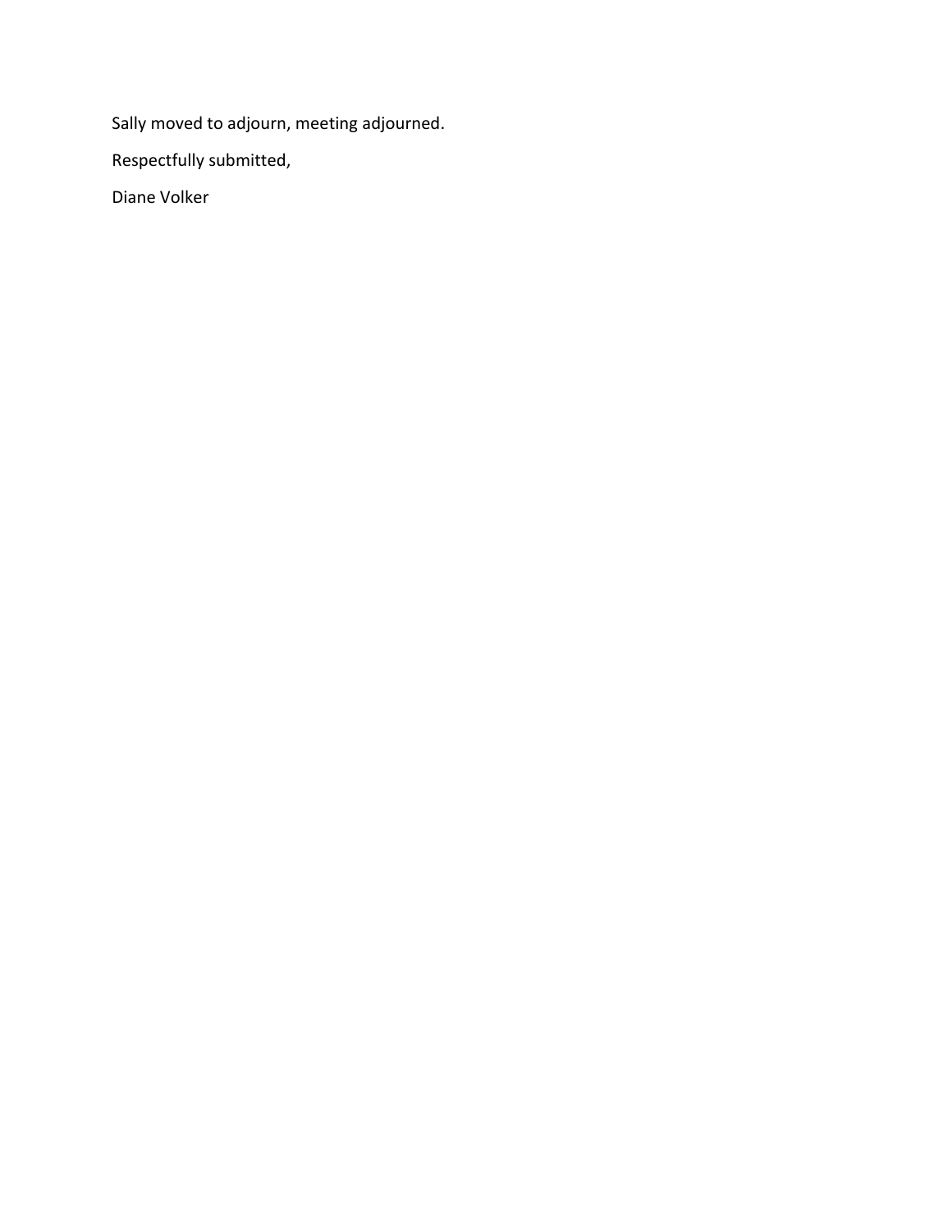Sally moved to adjourn, meeting adjourned.

Respectfully submitted,

Diane Volker